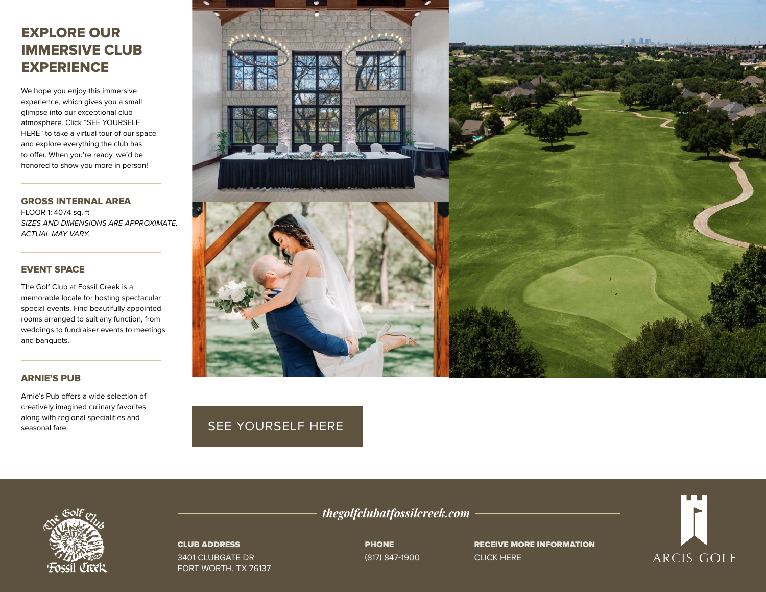# EXPLORE OUR IMMERSIVE CLUB EXPERIENCE

We hope you enjoy this immersive experience, which gives you a small glimpse into our exceptional club atmosphere. Click "SEE YOURSELF HERE" to take a virtual tour of our space and explore everything the club has to offer. When you're ready, we'd be honored to show you more in person!

## GROSS INTERNAL AREA

FLOOR 1: 4074 sq. ft

*SIZES AND DIMENSIONS ARE APPROXIMATE, ACTUAL MAY VARY.*

## EVENT SPACE

The Golf Club at Fossil Creek is a memorable locale for hosting spectacular special events. Find beautifully appointed rooms arranged to suit any function, from weddings to fundraiser events to meetings and banquets.

## ARNIE'S PUB

Arnie's Pub offers a wide selection of creatively imagined culinary favorites along with regional specialities and seasonal fare.

SEE YOURSELF HERE

The Golf Club Fossil Creek

*thegolfclubatfossilcreek.com*

**CLUB ADDRESS**
3401 CLUBGATE DR
FORT WORTH, TX 76137

**PHONE**
(817) 847-1900

**RECEIVE MORE INFORMATION**
CLICK HERE

ARCIS GOLF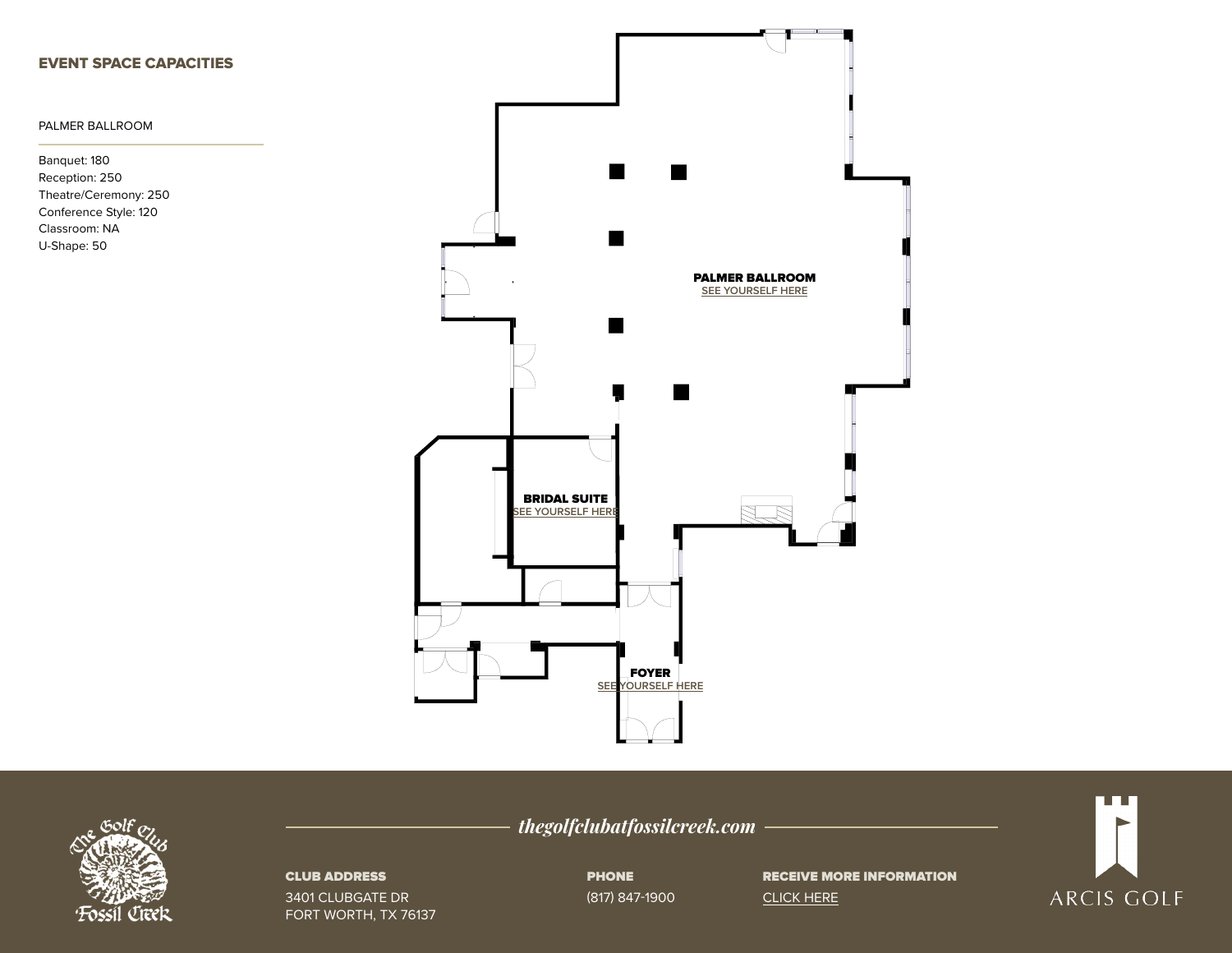## EVENT SPACE CAPACITIES

PALMER BALLROOM

Banquet: 180
Reception: 250
Theatre/Ceremony: 250
Conference Style: 120
Classroom: NA
U-Shape: 50

PALMER BALLROOM
SEE YOURSELF HERE

BRIDAL SUITE
SEE YOURSELF HERE

FOYER
SEE YOURSELF HERE

*thegolfclubatfossilcreek.com*

**CLUB ADDRESS**
3401 CLUBGATE DR
FORT WORTH, TX 76137

**PHONE**
(817) 847-1900

**RECEIVE MORE INFORMATION**
CLICK HERE

The Golf Club Fossil Creek

ARCIS GOLF